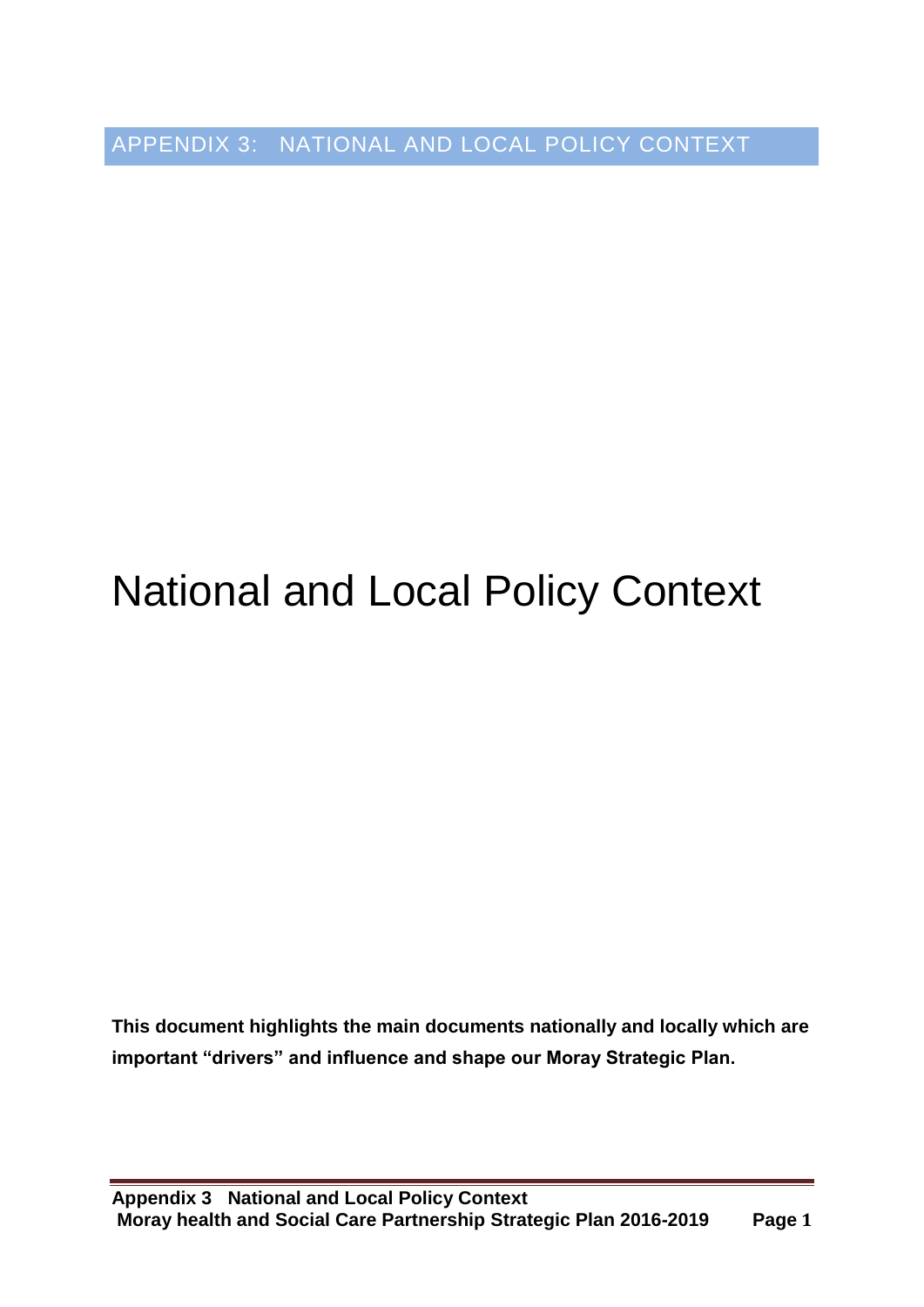APPENDIX 3: NATIONAL AND LOCAL POLICY CONTEXT

# National and Local Policy Context

**This document highlights the main documents nationally and locally which are important "drivers" and influence and shape our Moray Strategic Plan.**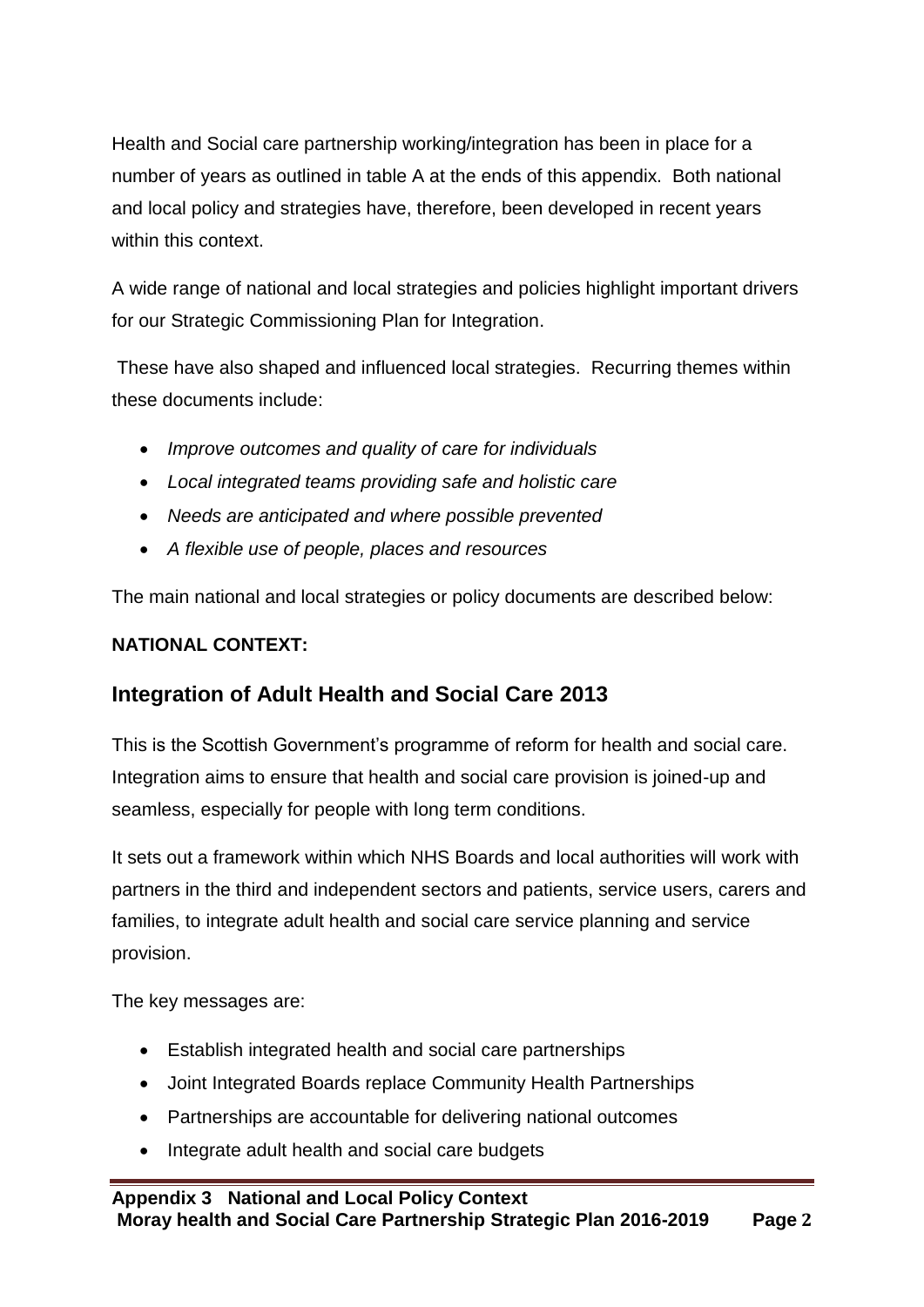Health and Social care partnership working/integration has been in place for a number of years as outlined in table A at the ends of this appendix. Both national and local policy and strategies have, therefore, been developed in recent years within this context.

A wide range of national and local strategies and policies highlight important drivers for our Strategic Commissioning Plan for Integration.

These have also shaped and influenced local strategies. Recurring themes within these documents include:

- *Improve outcomes and quality of care for individuals*
- *Local integrated teams providing safe and holistic care*
- *Needs are anticipated and where possible prevented*
- *A flexible use of people, places and resources*

The main national and local strategies or policy documents are described below:

**NATIONAL CONTEXT:**

## Integration of Adult Health and Social Care 2013

This is the Scottish Government's programme of reform for health and social care. Integration aims to ensure that health and social care provision is joined-up and seamless, especially for people with long term conditions.

It sets out a framework within which NHS Boards and local authorities will work with partners in the third and independent sectors and patients, service users, carers and families, to integrate adult health and social care service planning and service provision.

The key messages are:

- Establish integrated health and social care partnerships
- Joint Integrated Boards replace Community Health Partnerships
- Partnerships are accountable for delivering national outcomes
- Integrate adult health and social care budgets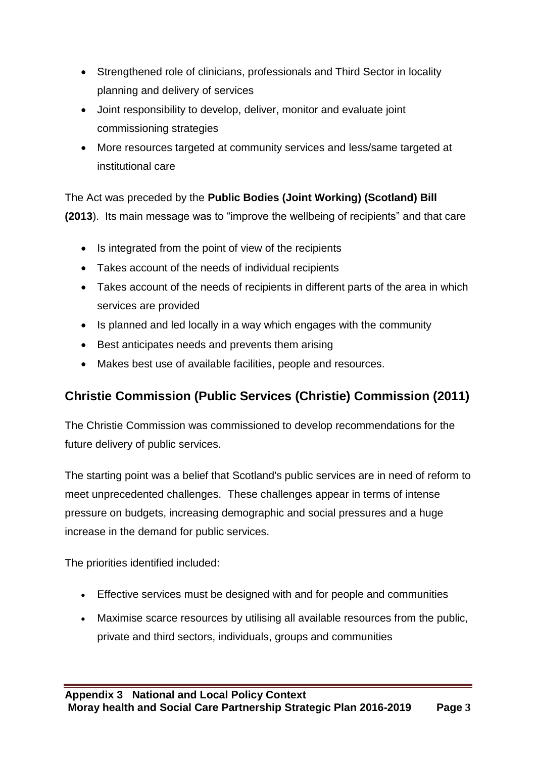- Strengthened role of clinicians, professionals and Third Sector in locality planning and delivery of services
- Joint responsibility to develop, deliver, monitor and evaluate joint commissioning strategies
- More resources targeted at community services and less/same targeted at institutional care

The Act was preceded by the **Public Bodies (Joint Working) (Scotland) Bill (2013**). Its main message was to "improve the wellbeing of recipients" and that care

- Is integrated from the point of view of the recipients
- Takes account of the needs of individual recipients
- Takes account of the needs of recipients in different parts of the area in which services are provided
- Is planned and led locally in a way which engages with the community
- Best anticipates needs and prevents them arising
- Makes best use of available facilities, people and resources.

## Christie Commission (Public Services (Christie) Commission (2011)

The Christie Commission was commissioned to develop recommendations for the future delivery of public services.

The starting point was a belief that Scotland's public services are in need of reform to meet unprecedented challenges. These challenges appear in terms of intense pressure on budgets, increasing demographic and social pressures and a huge increase in the demand for public services.

The priorities identified included:

- Effective services must be designed with and for people and communities
- Maximise scarce resources by utilising all available resources from the public, private and third sectors, individuals, groups and communities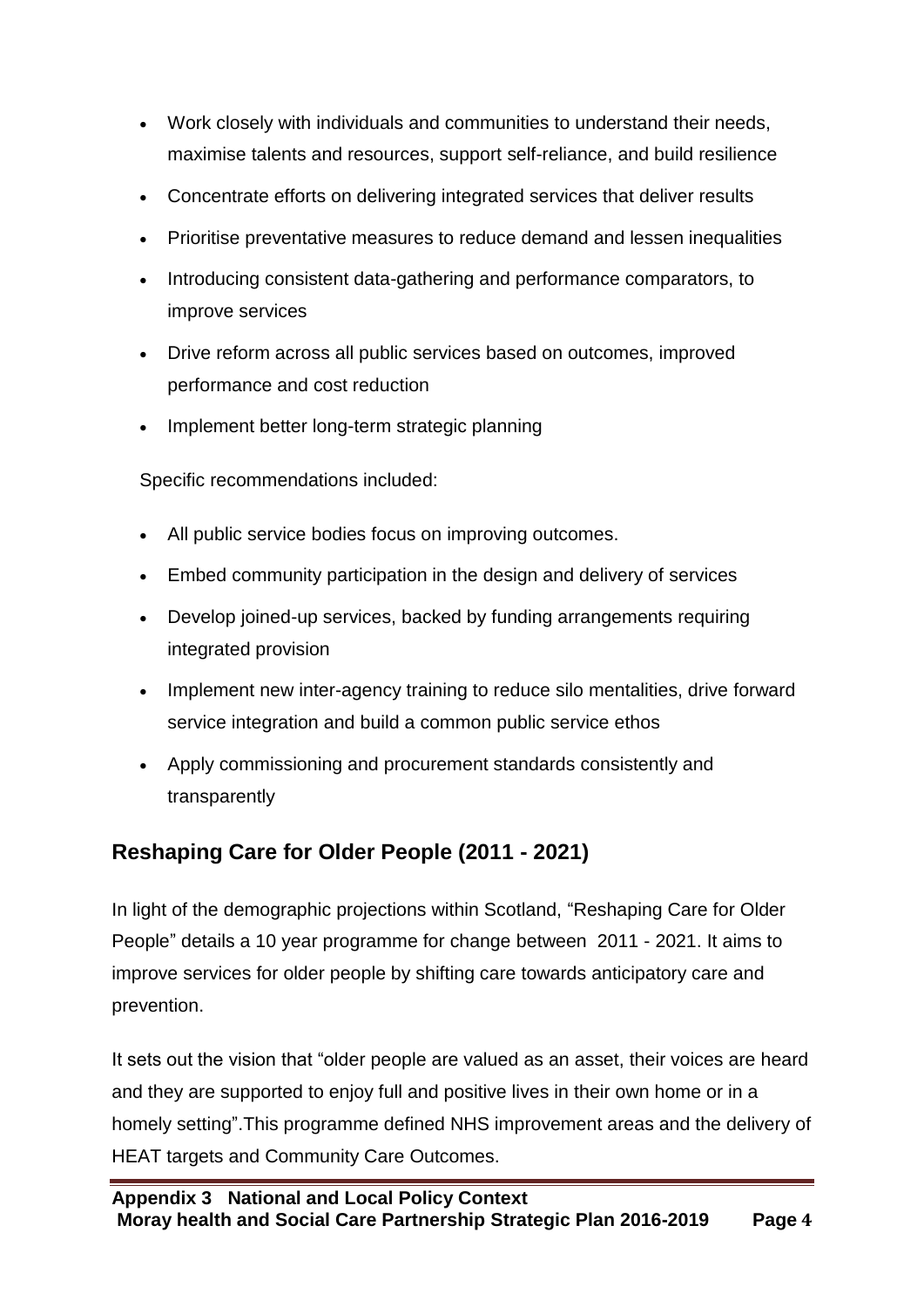- Work closely with individuals and communities to understand their needs, maximise talents and resources, support self-reliance, and build resilience
- Concentrate efforts on delivering integrated services that deliver results
- Prioritise preventative measures to reduce demand and lessen inequalities
- Introducing consistent data-gathering and performance comparators, to improve services
- Drive reform across all public services based on outcomes, improved performance and cost reduction
- Implement better long-term strategic planning

Specific recommendations included:

- All public service bodies focus on improving outcomes.
- Embed community participation in the design and delivery of services
- Develop joined-up services, backed by funding arrangements requiring integrated provision
- Implement new inter-agency training to reduce silo mentalities, drive forward service integration and build a common public service ethos
- Apply commissioning and procurement standards consistently and transparently

## Reshaping Care for Older People (2011 - 2021)

In light of the demographic projections within Scotland, "Reshaping Care for Older People" details a 10 year programme for change between 2011 - 2021. It aims to improve services for older people by shifting care towards anticipatory care and prevention.

It sets out the vision that "older people are valued as an asset, their voices are heard and they are supported to enjoy full and positive lives in their own home or in a homely setting".This programme defined NHS improvement areas and the delivery of HEAT targets and Community Care Outcomes.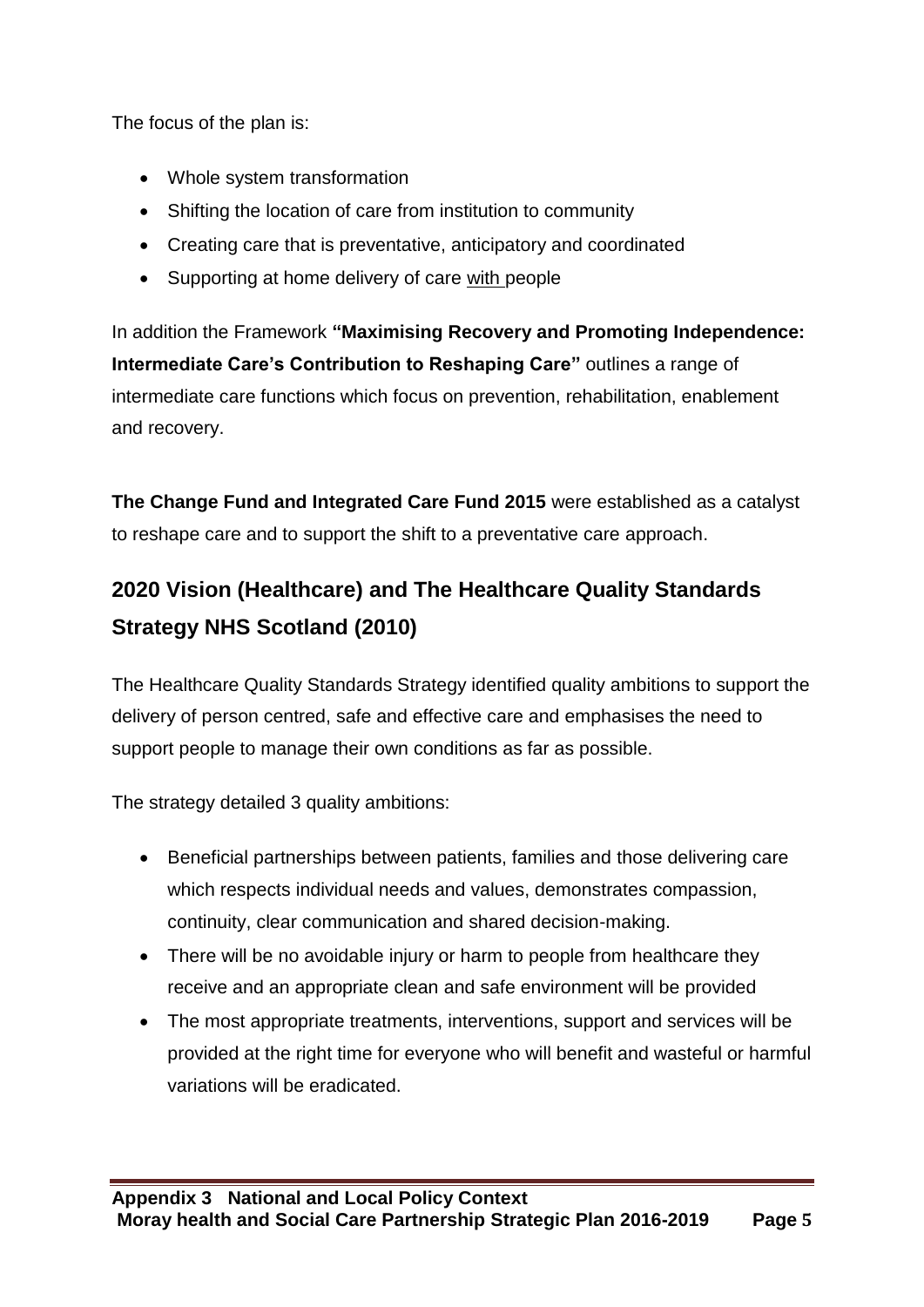The focus of the plan is:

- Whole system transformation
- Shifting the location of care from institution to community
- Creating care that is preventative, anticipatory and coordinated
- Supporting at home delivery of care <u>with</u> people

In addition the Framework **"Maximising Recovery and Promoting Independence: Intermediate Care's Contribution to Reshaping Care"** outlines a range of intermediate care functions which focus on prevention, rehabilitation, enablement and recovery.

**The Change Fund and Integrated Care Fund 2015** were established as a catalyst to reshape care and to support the shift to a preventative care approach.

## 2020 Vision (Healthcare) and The Healthcare Quality Standards Strategy NHS Scotland (2010)

The Healthcare Quality Standards Strategy identified quality ambitions to support the delivery of person centred, safe and effective care and emphasises the need to support people to manage their own conditions as far as possible.

The strategy detailed 3 quality ambitions:

- Beneficial partnerships between patients, families and those delivering care which respects individual needs and values, demonstrates compassion, continuity, clear communication and shared decision-making.
- There will be no avoidable injury or harm to people from healthcare they receive and an appropriate clean and safe environment will be provided
- The most appropriate treatments, interventions, support and services will be provided at the right time for everyone who will benefit and wasteful or harmful variations will be eradicated.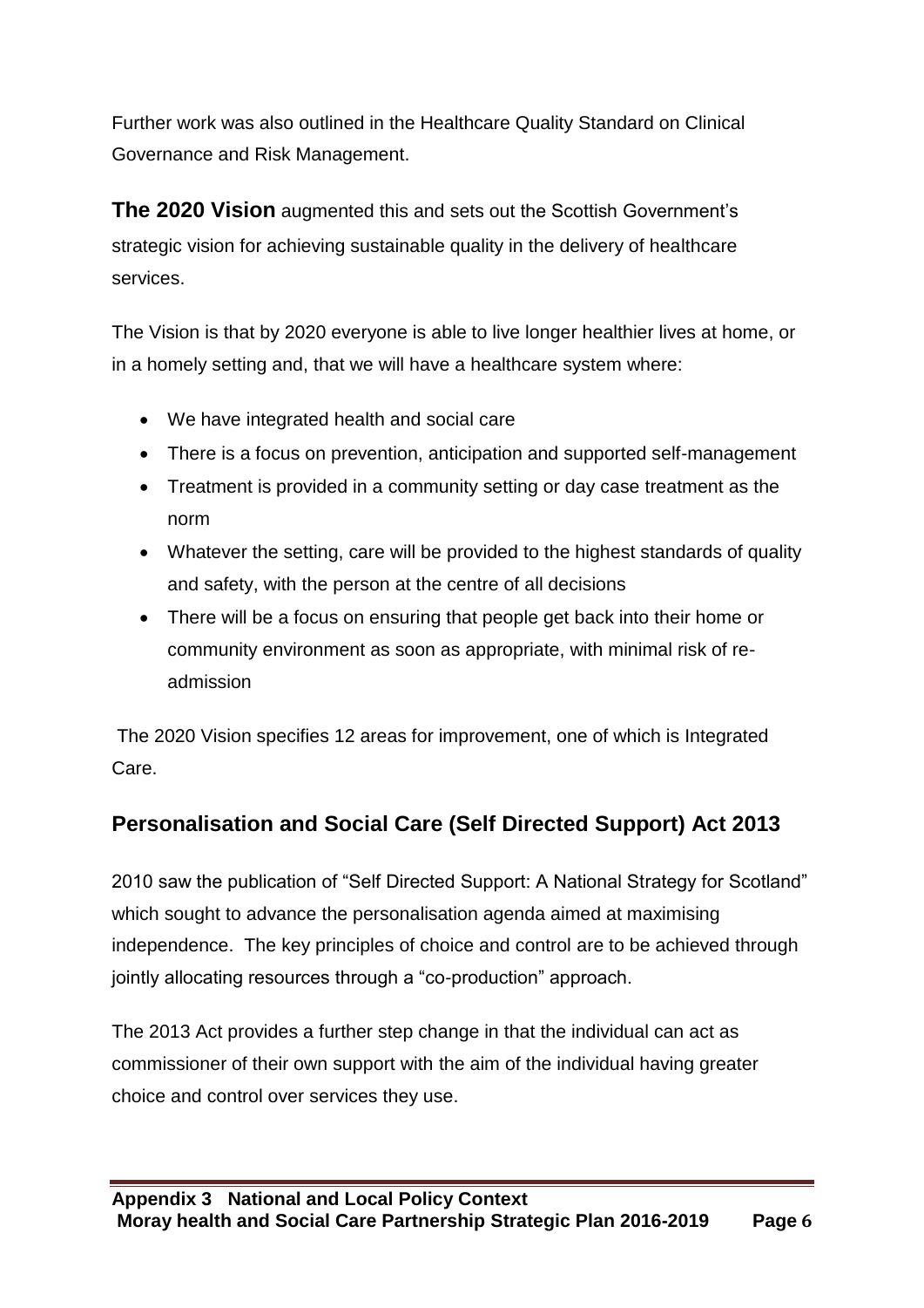Further work was also outlined in the Healthcare Quality Standard on Clinical Governance and Risk Management.

**The 2020 Vision** augmented this and sets out the Scottish Government's strategic vision for achieving sustainable quality in the delivery of healthcare services.

The Vision is that by 2020 everyone is able to live longer healthier lives at home, or in a homely setting and, that we will have a healthcare system where:

- We have integrated health and social care
- There is a focus on prevention, anticipation and supported self-management
- Treatment is provided in a community setting or day case treatment as the norm
- Whatever the setting, care will be provided to the highest standards of quality and safety, with the person at the centre of all decisions
- There will be a focus on ensuring that people get back into their home or community environment as soon as appropriate, with minimal risk of re-admission

The 2020 Vision specifies 12 areas for improvement, one of which is Integrated Care.

## Personalisation and Social Care (Self Directed Support) Act 2013

2010 saw the publication of "Self Directed Support: A National Strategy for Scotland" which sought to advance the personalisation agenda aimed at maximising independence. The key principles of choice and control are to be achieved through jointly allocating resources through a "co-production" approach.

The 2013 Act provides a further step change in that the individual can act as commissioner of their own support with the aim of the individual having greater choice and control over services they use.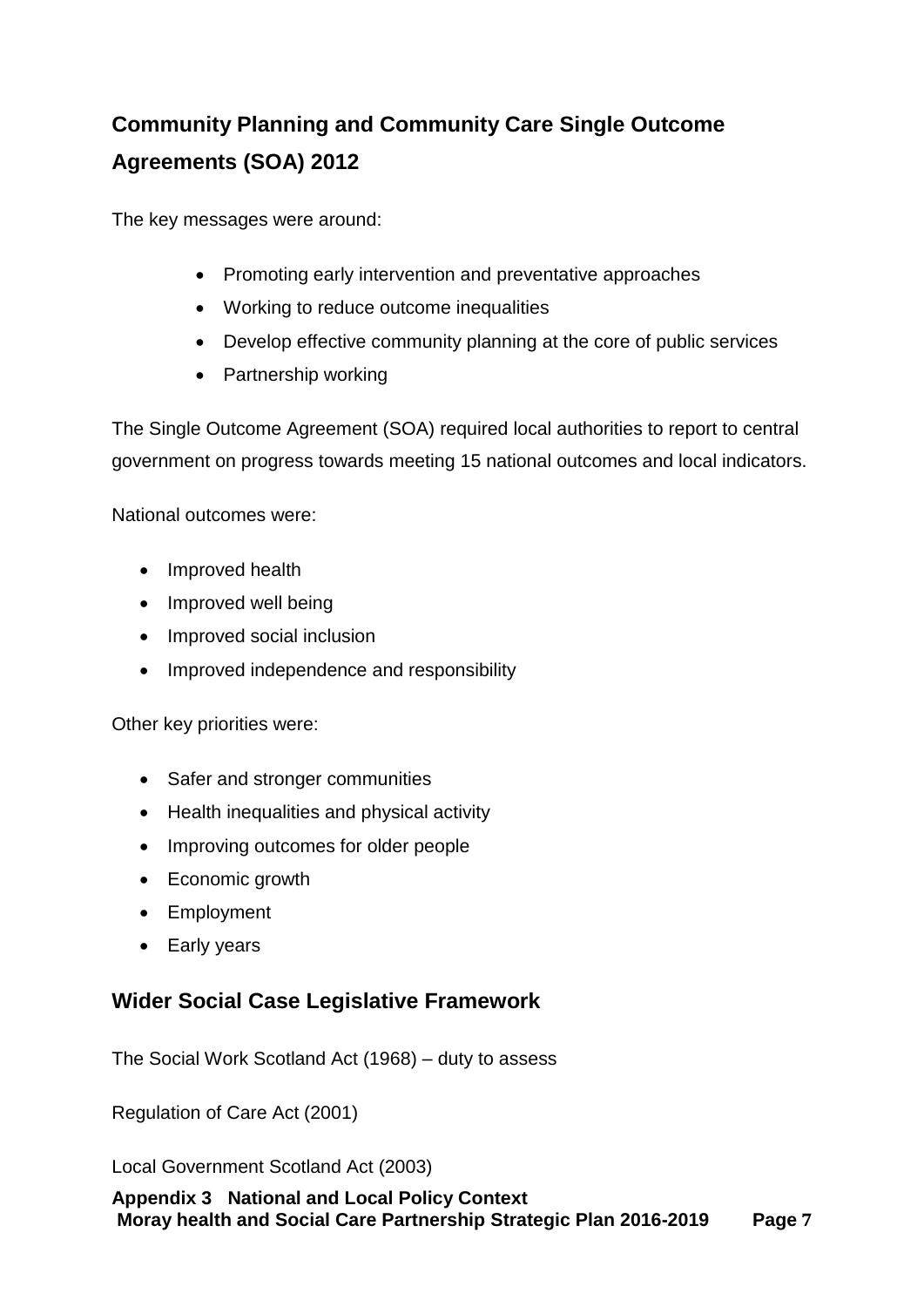## Community Planning and Community Care Single Outcome Agreements (SOA) 2012

The key messages were around:

- Promoting early intervention and preventative approaches
- Working to reduce outcome inequalities
- Develop effective community planning at the core of public services
- Partnership working

The Single Outcome Agreement (SOA) required local authorities to report to central government on progress towards meeting 15 national outcomes and local indicators.

National outcomes were:

- Improved health
- Improved well being
- Improved social inclusion
- Improved independence and responsibility

Other key priorities were:

- Safer and stronger communities
- Health inequalities and physical activity
- Improving outcomes for older people
- Economic growth
- Employment
- Early years

## Wider Social Case Legislative Framework

The Social Work Scotland Act (1968) – duty to assess

Regulation of Care Act (2001)

Local Government Scotland Act (2003)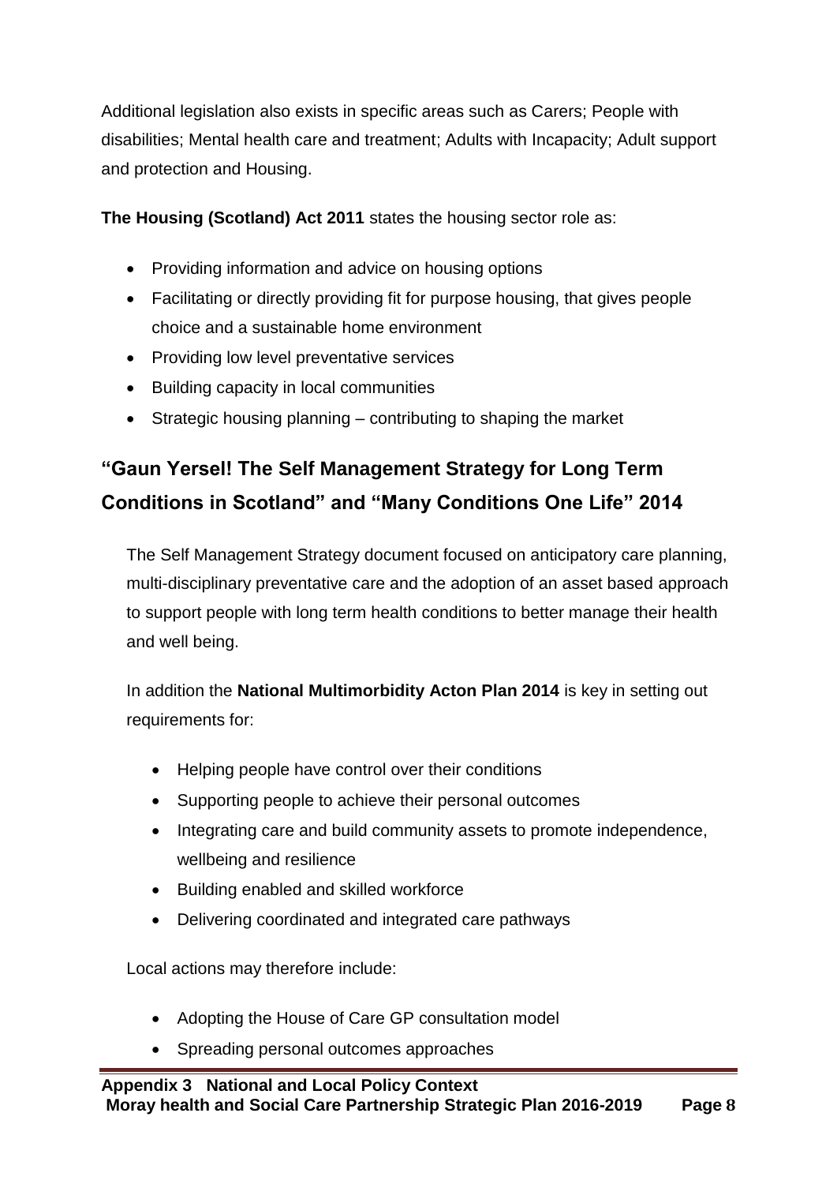Additional legislation also exists in specific areas such as Carers; People with disabilities; Mental health care and treatment; Adults with Incapacity; Adult support and protection and Housing.

**The Housing (Scotland) Act 2011** states the housing sector role as:

- Providing information and advice on housing options
- Facilitating or directly providing fit for purpose housing, that gives people choice and a sustainable home environment
- Providing low level preventative services
- Building capacity in local communities
- Strategic housing planning – contributing to shaping the market

## "Gaun Yersel! The Self Management Strategy for Long Term Conditions in Scotland" and "Many Conditions One Life" 2014

The Self Management Strategy document focused on anticipatory care planning, multi-disciplinary preventative care and the adoption of an asset based approach to support people with long term health conditions to better manage their health and well being.

In addition the **National Multimorbidity Acton Plan 2014** is key in setting out requirements for:

- Helping people have control over their conditions
- Supporting people to achieve their personal outcomes
- Integrating care and build community assets to promote independence, wellbeing and resilience
- Building enabled and skilled workforce
- Delivering coordinated and integrated care pathways

Local actions may therefore include:

- Adopting the House of Care GP consultation model
- Spreading personal outcomes approaches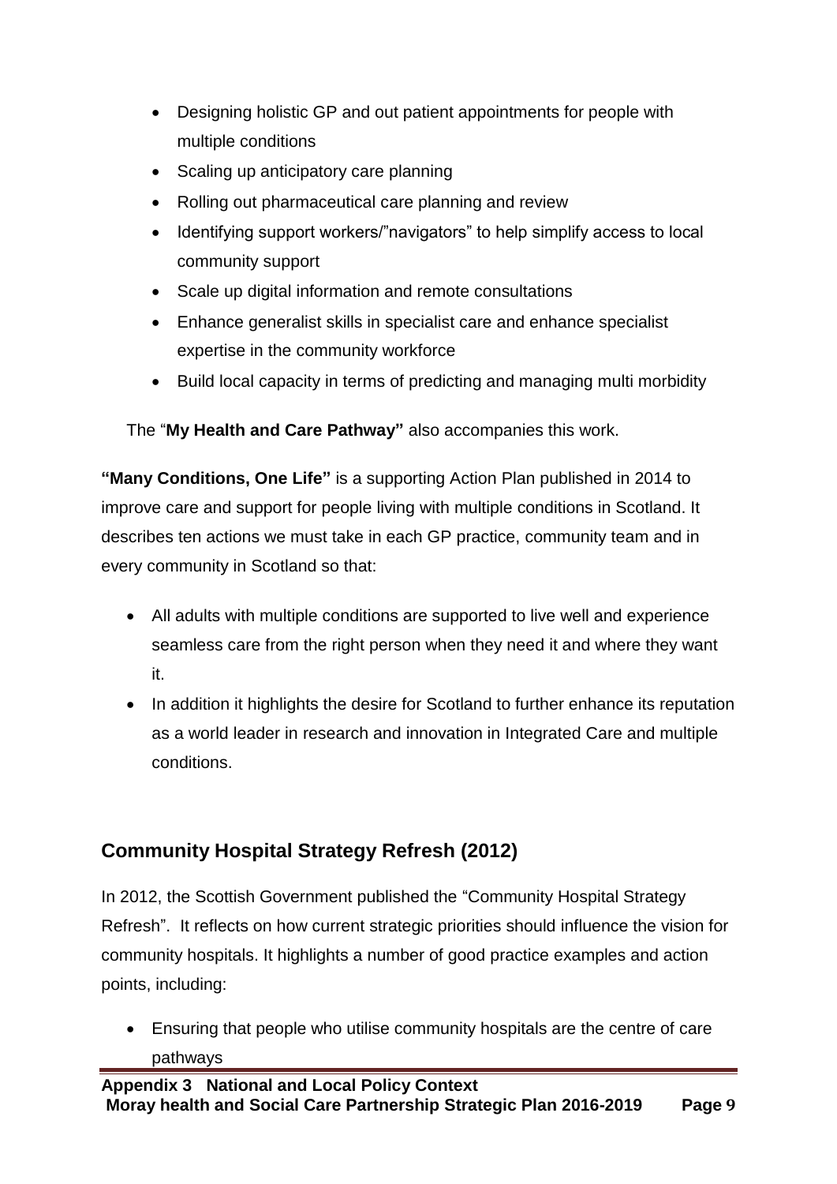- Designing holistic GP and out patient appointments for people with multiple conditions
- Scaling up anticipatory care planning
- Rolling out pharmaceutical care planning and review
- Identifying support workers/"navigators" to help simplify access to local community support
- Scale up digital information and remote consultations
- Enhance generalist skills in specialist care and enhance specialist expertise in the community workforce
- Build local capacity in terms of predicting and managing multi morbidity

The "**My Health and Care Pathway"** also accompanies this work.

**"Many Conditions, One Life"** is a supporting Action Plan published in 2014 to improve care and support for people living with multiple conditions in Scotland. It describes ten actions we must take in each GP practice, community team and in every community in Scotland so that:

- All adults with multiple conditions are supported to live well and experience seamless care from the right person when they need it and where they want it.
- In addition it highlights the desire for Scotland to further enhance its reputation as a world leader in research and innovation in Integrated Care and multiple conditions.

## Community Hospital Strategy Refresh (2012)

In 2012, the Scottish Government published the "Community Hospital Strategy Refresh". It reflects on how current strategic priorities should influence the vision for community hospitals. It highlights a number of good practice examples and action points, including:

- Ensuring that people who utilise community hospitals are the centre of care pathways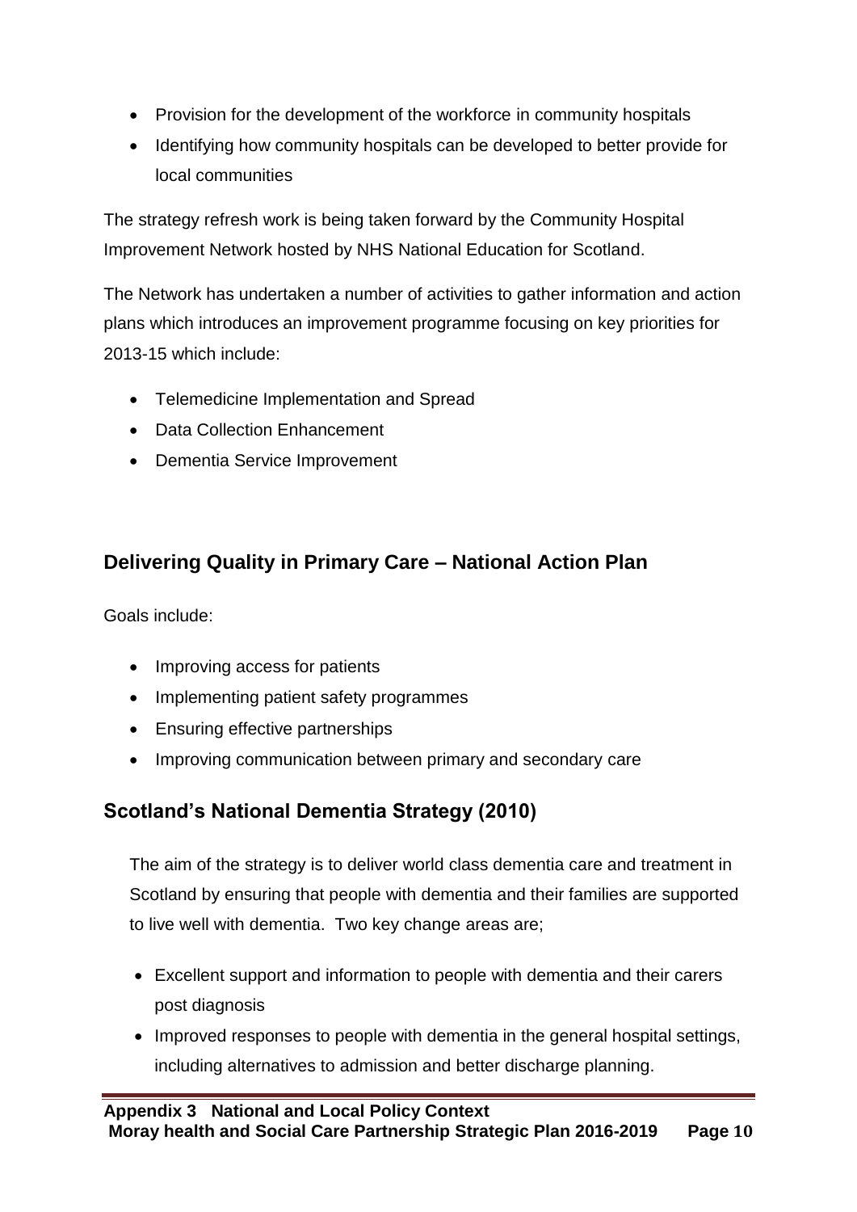- Provision for the development of the workforce in community hospitals
- Identifying how community hospitals can be developed to better provide for local communities

The strategy refresh work is being taken forward by the Community Hospital Improvement Network hosted by NHS National Education for Scotland.

The Network has undertaken a number of activities to gather information and action plans which introduces an improvement programme focusing on key priorities for 2013-15 which include:

- Telemedicine Implementation and Spread
- Data Collection Enhancement
- Dementia Service Improvement

## Delivering Quality in Primary Care – National Action Plan

Goals include:

- Improving access for patients
- Implementing patient safety programmes
- Ensuring effective partnerships
- Improving communication between primary and secondary care

## Scotland's National Dementia Strategy (2010)

The aim of the strategy is to deliver world class dementia care and treatment in Scotland by ensuring that people with dementia and their families are supported to live well with dementia. Two key change areas are;

- Excellent support and information to people with dementia and their carers post diagnosis
- Improved responses to people with dementia in the general hospital settings, including alternatives to admission and better discharge planning.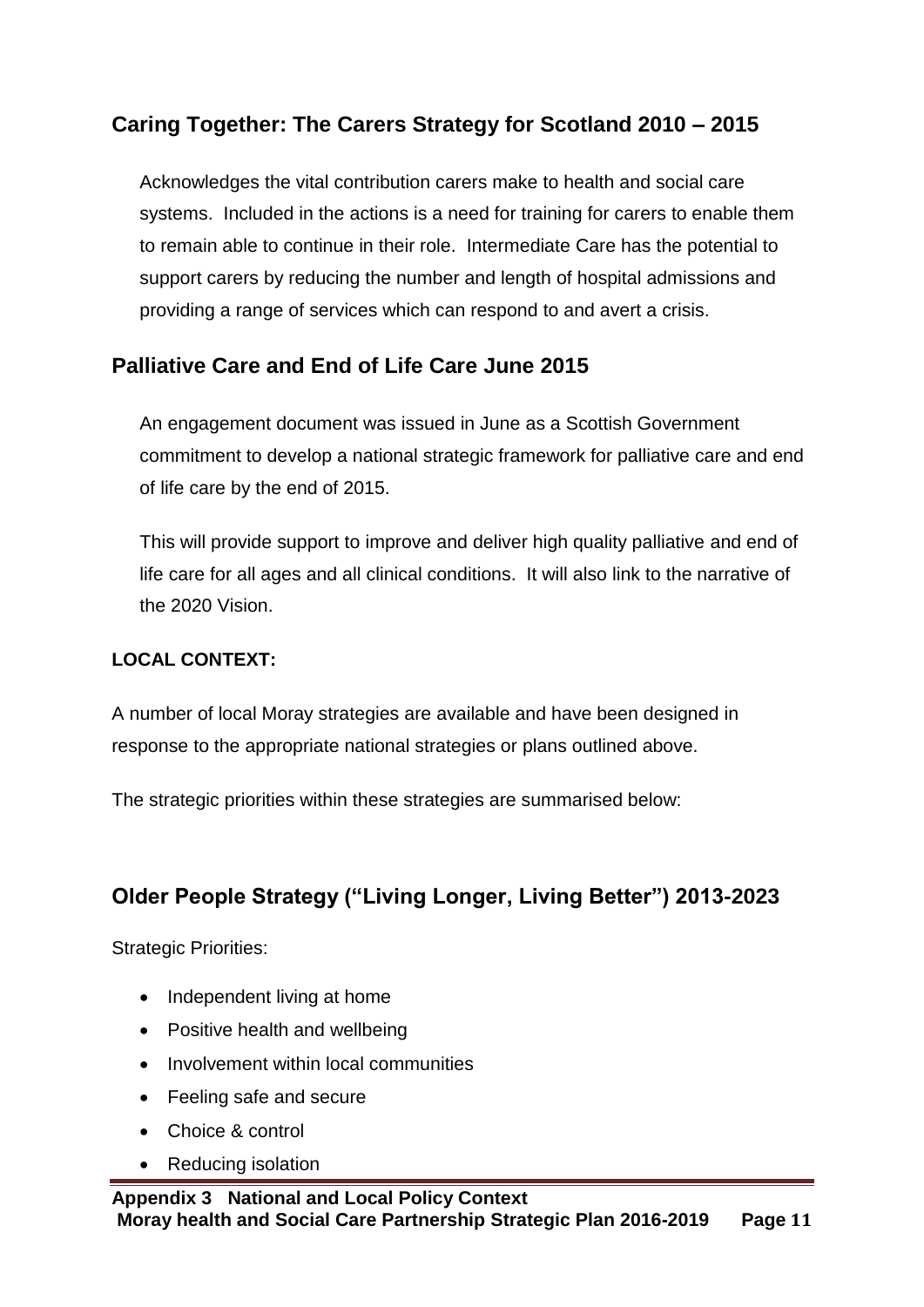## Caring Together: The Carers Strategy for Scotland 2010 – 2015

Acknowledges the vital contribution carers make to health and social care systems. Included in the actions is a need for training for carers to enable them to remain able to continue in their role. Intermediate Care has the potential to support carers by reducing the number and length of hospital admissions and providing a range of services which can respond to and avert a crisis.

## Palliative Care and End of Life Care June 2015

An engagement document was issued in June as a Scottish Government commitment to develop a national strategic framework for palliative care and end of life care by the end of 2015.

This will provide support to improve and deliver high quality palliative and end of life care for all ages and all clinical conditions. It will also link to the narrative of the 2020 Vision.

**LOCAL CONTEXT:**

A number of local Moray strategies are available and have been designed in response to the appropriate national strategies or plans outlined above.

The strategic priorities within these strategies are summarised below:

## Older People Strategy ("Living Longer, Living Better") 2013-2023

Strategic Priorities:

- Independent living at home
- Positive health and wellbeing
- Involvement within local communities
- Feeling safe and secure
- Choice & control
- Reducing isolation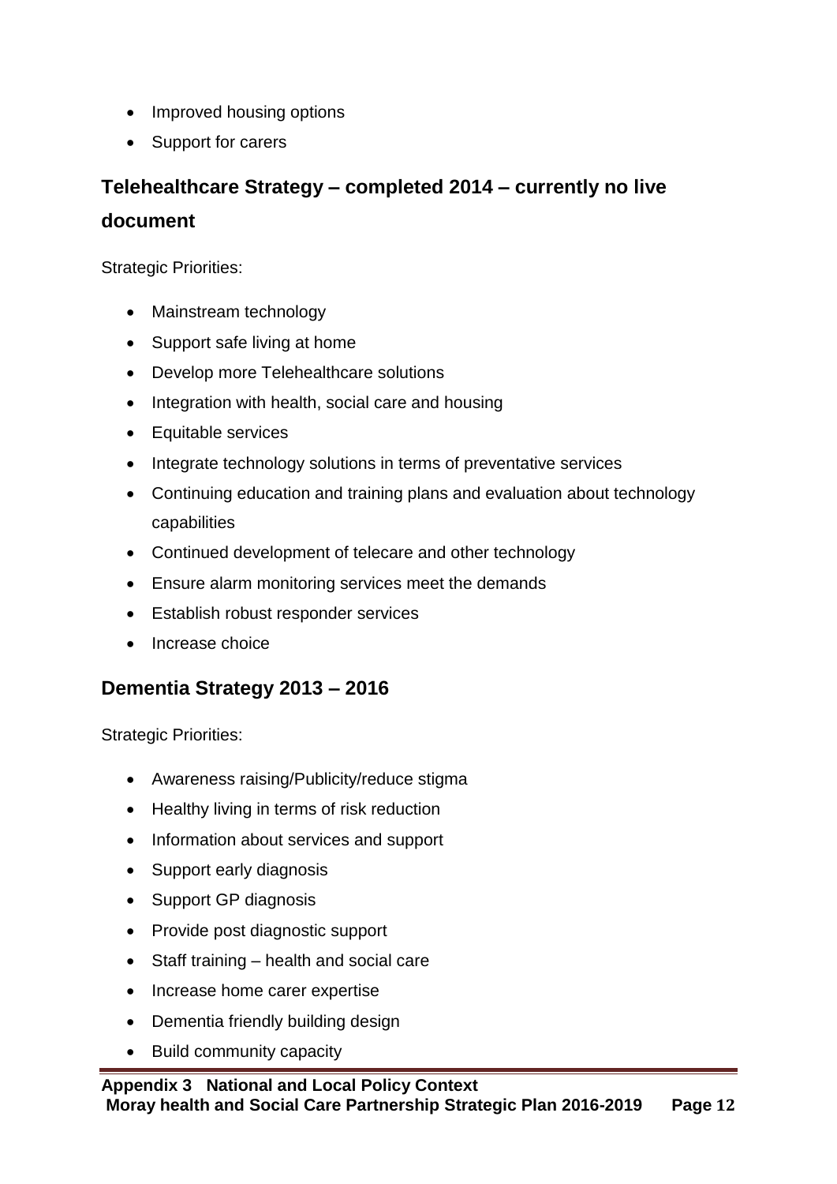- Improved housing options
- Support for carers

## Telehealthcare Strategy – completed 2014 – currently no live document

Strategic Priorities:

- Mainstream technology
- Support safe living at home
- Develop more Telehealthcare solutions
- Integration with health, social care and housing
- Equitable services
- Integrate technology solutions in terms of preventative services
- Continuing education and training plans and evaluation about technology capabilities
- Continued development of telecare and other technology
- Ensure alarm monitoring services meet the demands
- Establish robust responder services
- Increase choice

## Dementia Strategy 2013 – 2016

Strategic Priorities:

- Awareness raising/Publicity/reduce stigma
- Healthy living in terms of risk reduction
- Information about services and support
- Support early diagnosis
- Support GP diagnosis
- Provide post diagnostic support
- Staff training – health and social care
- Increase home carer expertise
- Dementia friendly building design
- Build community capacity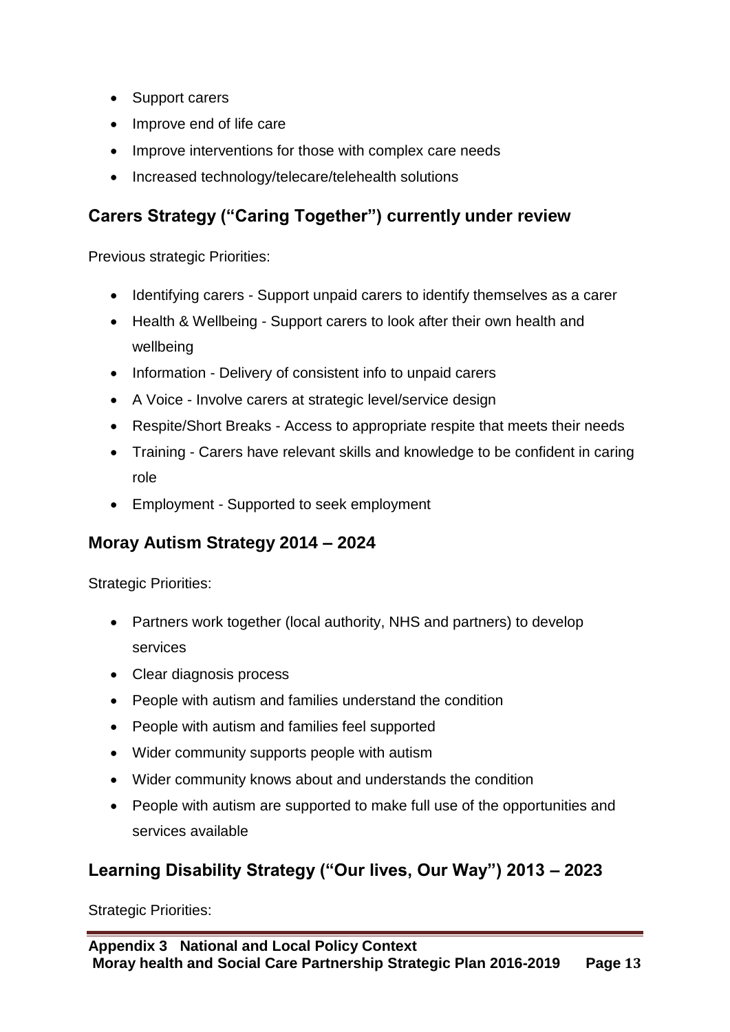- Support carers
- Improve end of life care
- Improve interventions for those with complex care needs
- Increased technology/telecare/telehealth solutions

## Carers Strategy ("Caring Together") currently under review

Previous strategic Priorities:

- Identifying carers - Support unpaid carers to identify themselves as a carer
- Health & Wellbeing - Support carers to look after their own health and wellbeing
- Information - Delivery of consistent info to unpaid carers
- A Voice - Involve carers at strategic level/service design
- Respite/Short Breaks - Access to appropriate respite that meets their needs
- Training - Carers have relevant skills and knowledge to be confident in caring role
- Employment - Supported to seek employment

## Moray Autism Strategy 2014 – 2024

Strategic Priorities:

- Partners work together (local authority, NHS and partners) to develop services
- Clear diagnosis process
- People with autism and families understand the condition
- People with autism and families feel supported
- Wider community supports people with autism
- Wider community knows about and understands the condition
- People with autism are supported to make full use of the opportunities and services available

## Learning Disability Strategy ("Our lives, Our Way") 2013 – 2023

Strategic Priorities: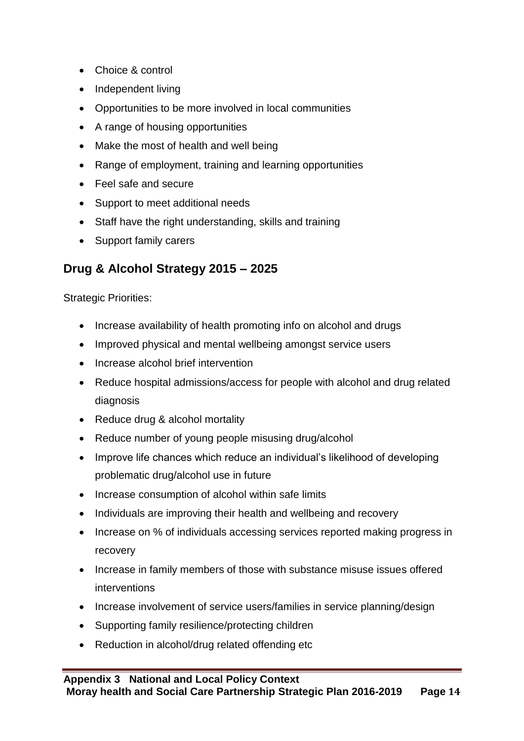- Choice & control
- Independent living
- Opportunities to be more involved in local communities
- A range of housing opportunities
- Make the most of health and well being
- Range of employment, training and learning opportunities
- Feel safe and secure
- Support to meet additional needs
- Staff have the right understanding, skills and training
- Support family carers

## Drug & Alcohol Strategy 2015 – 2025

Strategic Priorities:

- Increase availability of health promoting info on alcohol and drugs
- Improved physical and mental wellbeing amongst service users
- Increase alcohol brief intervention
- Reduce hospital admissions/access for people with alcohol and drug related diagnosis
- Reduce drug & alcohol mortality
- Reduce number of young people misusing drug/alcohol
- Improve life chances which reduce an individual's likelihood of developing problematic drug/alcohol use in future
- Increase consumption of alcohol within safe limits
- Individuals are improving their health and wellbeing and recovery
- Increase on % of individuals accessing services reported making progress in recovery
- Increase in family members of those with substance misuse issues offered interventions
- Increase involvement of service users/families in service planning/design
- Supporting family resilience/protecting children
- Reduction in alcohol/drug related offending etc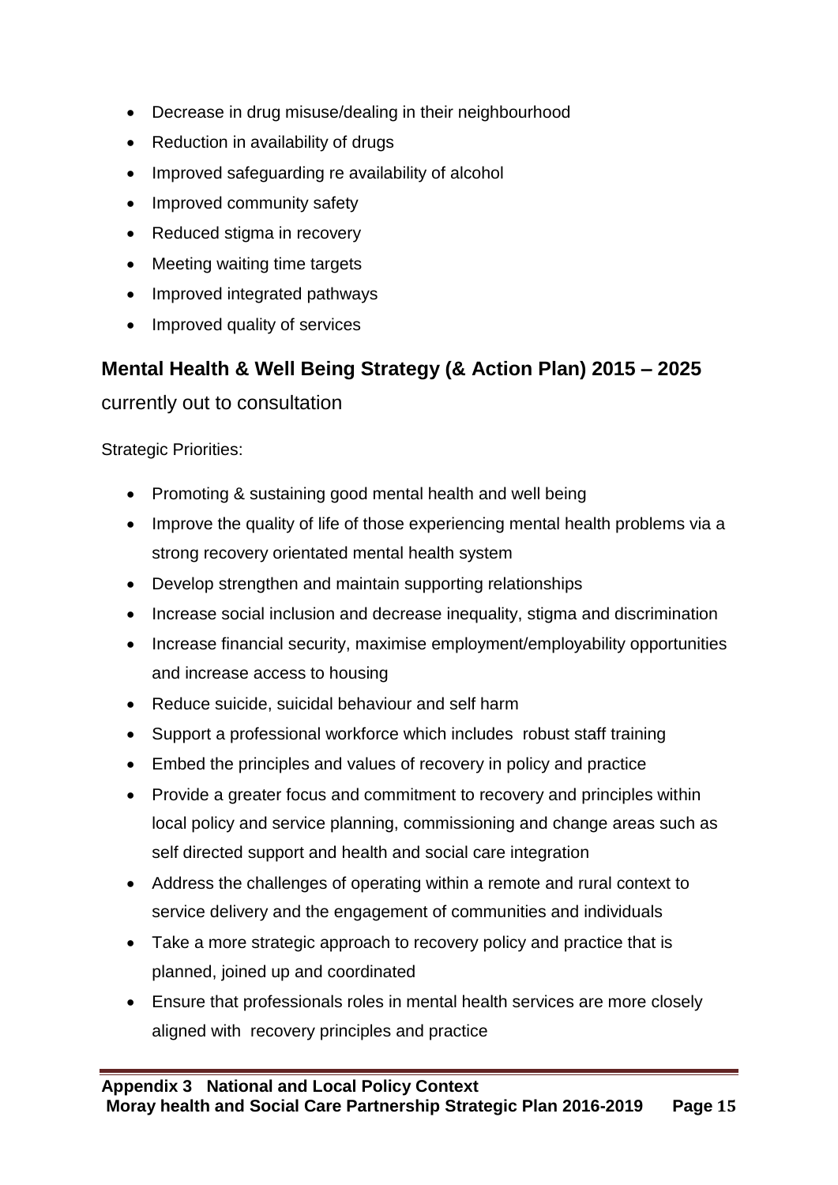- Decrease in drug misuse/dealing in their neighbourhood
- Reduction in availability of drugs
- Improved safeguarding re availability of alcohol
- Improved community safety
- Reduced stigma in recovery
- Meeting waiting time targets
- Improved integrated pathways
- Improved quality of services

## Mental Health & Well Being Strategy (& Action Plan) 2015 – 2025

currently out to consultation

Strategic Priorities:

- Promoting & sustaining good mental health and well being
- Improve the quality of life of those experiencing mental health problems via a strong recovery orientated mental health system
- Develop strengthen and maintain supporting relationships
- Increase social inclusion and decrease inequality, stigma and discrimination
- Increase financial security, maximise employment/employability opportunities and increase access to housing
- Reduce suicide, suicidal behaviour and self harm
- Support a professional workforce which includes robust staff training
- Embed the principles and values of recovery in policy and practice
- Provide a greater focus and commitment to recovery and principles within local policy and service planning, commissioning and change areas such as self directed support and health and social care integration
- Address the challenges of operating within a remote and rural context to service delivery and the engagement of communities and individuals
- Take a more strategic approach to recovery policy and practice that is planned, joined up and coordinated
- Ensure that professionals roles in mental health services are more closely aligned with recovery principles and practice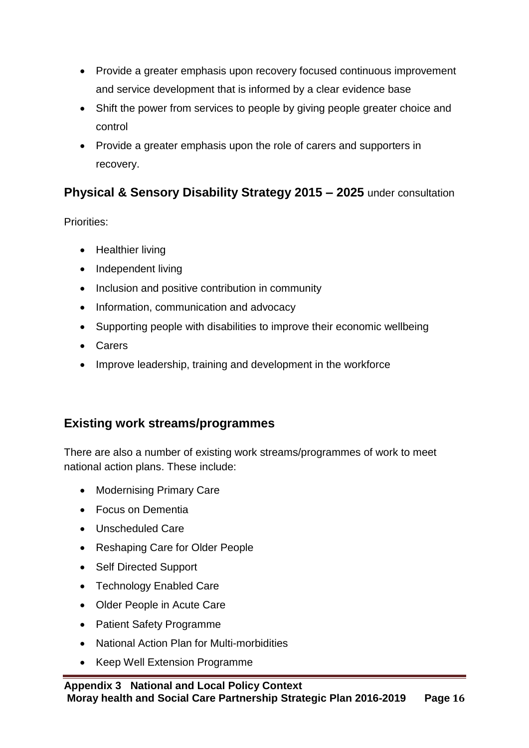- Provide a greater emphasis upon recovery focused continuous improvement and service development that is informed by a clear evidence base
- Shift the power from services to people by giving people greater choice and control
- Provide a greater emphasis upon the role of carers and supporters in recovery.

## **Physical & Sensory Disability Strategy 2015 – 2025** under consultation

Priorities:

- Healthier living
- Independent living
- Inclusion and positive contribution in community
- Information, communication and advocacy
- Supporting people with disabilities to improve their economic wellbeing
- Carers
- Improve leadership, training and development in the workforce

## Existing work streams/programmes

There are also a number of existing work streams/programmes of work to meet national action plans. These include:

- Modernising Primary Care
- Focus on Dementia
- Unscheduled Care
- Reshaping Care for Older People
- Self Directed Support
- Technology Enabled Care
- Older People in Acute Care
- Patient Safety Programme
- National Action Plan for Multi-morbidities
- Keep Well Extension Programme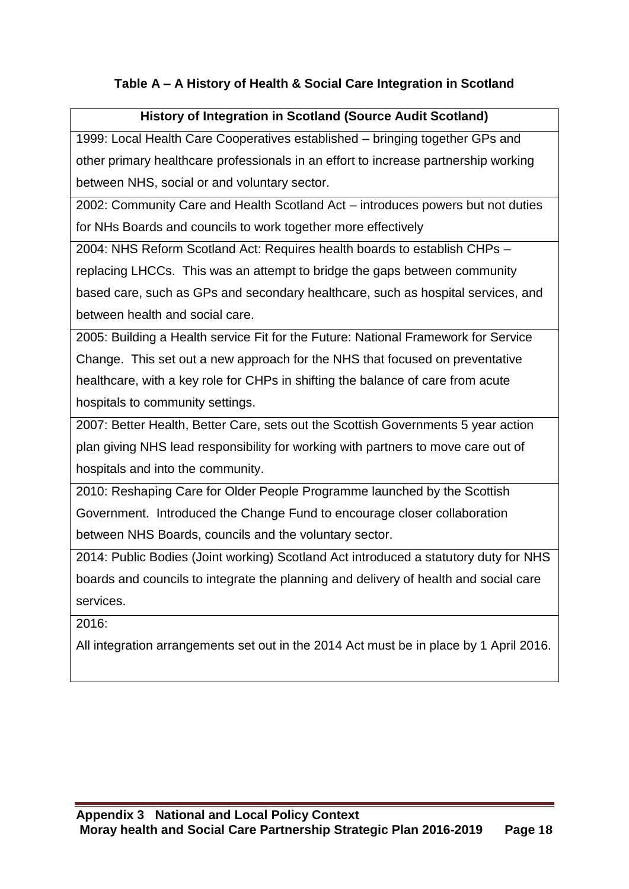**Table A – A History of Health & Social Care Integration in Scotland**

| History of Integration in Scotland (Source Audit Scotland) |
|---|
| 1999: Local Health Care Cooperatives established – bringing together GPs and other primary healthcare professionals in an effort to increase partnership working between NHS, social or and voluntary sector. |
| 2002: Community Care and Health Scotland Act – introduces powers but not duties for NHs Boards and councils to work together more effectively |
| 2004: NHS Reform Scotland Act: Requires health boards to establish CHPs – replacing LHCCs. This was an attempt to bridge the gaps between community based care, such as GPs and secondary healthcare, such as hospital services, and between health and social care. |
| 2005: Building a Health service Fit for the Future: National Framework for Service Change. This set out a new approach for the NHS that focused on preventative healthcare, with a key role for CHPs in shifting the balance of care from acute hospitals to community settings. |
| 2007: Better Health, Better Care, sets out the Scottish Governments 5 year action plan giving NHS lead responsibility for working with partners to move care out of hospitals and into the community. |
| 2010: Reshaping Care for Older People Programme launched by the Scottish Government. Introduced the Change Fund to encourage closer collaboration between NHS Boards, councils and the voluntary sector. |
| 2014: Public Bodies (Joint working) Scotland Act introduced a statutory duty for NHS boards and councils to integrate the planning and delivery of health and social care services. |
| 2016: All integration arrangements set out in the 2014 Act must be in place by 1 April 2016. |